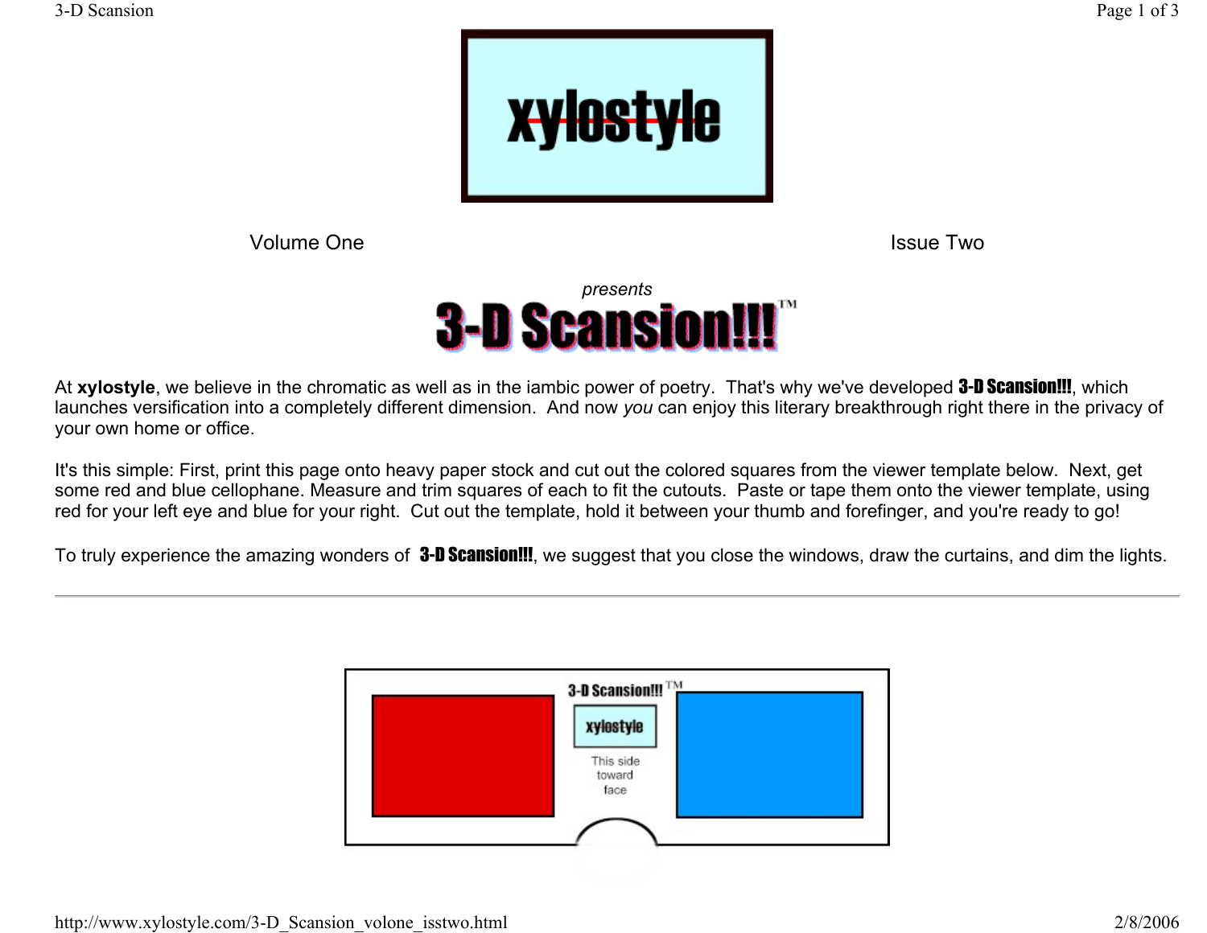# xylostyle

Volume One Issue Two

*presents*

# 3-D Scansion!!!™

At **xylostyle**, we believe in the chromatic as well as in the iambic power of poetry. That's why we've developed **3-D Scansion!!!**, which launches versification into a completely different dimension. And now *you* can enjoy this literary breakthrough right there in the privacy of your own home or office.

It's this simple: First, print this page onto heavy paper stock and cut out the colored squares from the viewer template below. Next, get some red and blue cellophane. Measure and trim squares of each to fit the cutouts. Paste or tape them onto the viewer template, using red for your left eye and blue for your right. Cut out the template, hold it between your thumb and forefinger, and you're ready to go!

To truly experience the amazing wonders of **3-D Scansion!!!**, we suggest that you close the windows, draw the curtains, and dim the lights.

---

3-D Scansion!!!™

xylostyle

This side toward face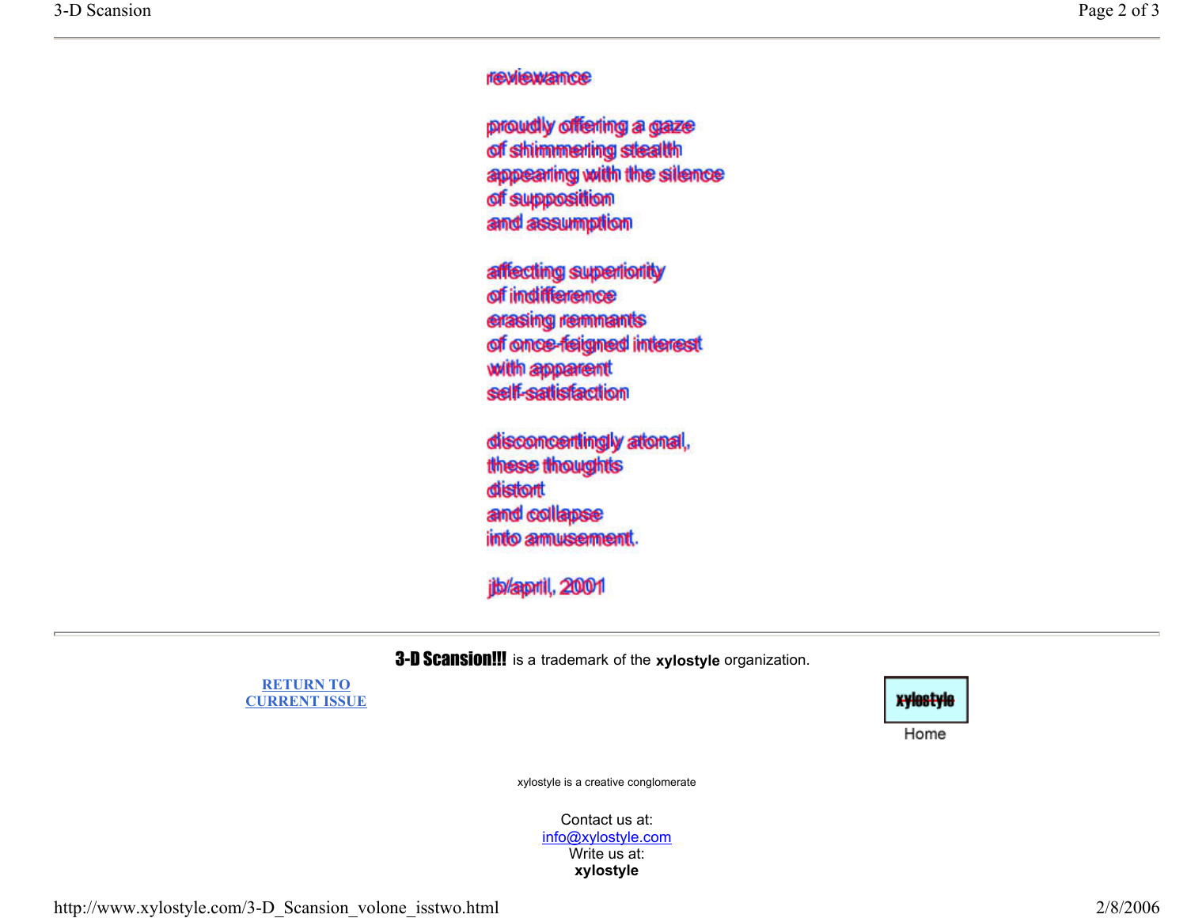reviewance

proudly offering a gaze
of shimmering stealth
appearing with the silence
of supposition
and assumption

affecting superiority
of indifference
erasing remnants
of once-feigned interest
with apparent
self-satisfaction

disconcertingly atonal,
these thoughts
distort
and collapse
into amusement.

jb/april, 2001

---

**3-D Scansion!!!** is a trademark of the **xylostyle** organization.

[RETURN TO CURRENT ISSUE]

xylostyle

Home

xylostyle is a creative conglomerate

Contact us at:
info@xylostyle.com
Write us at:
**xylostyle**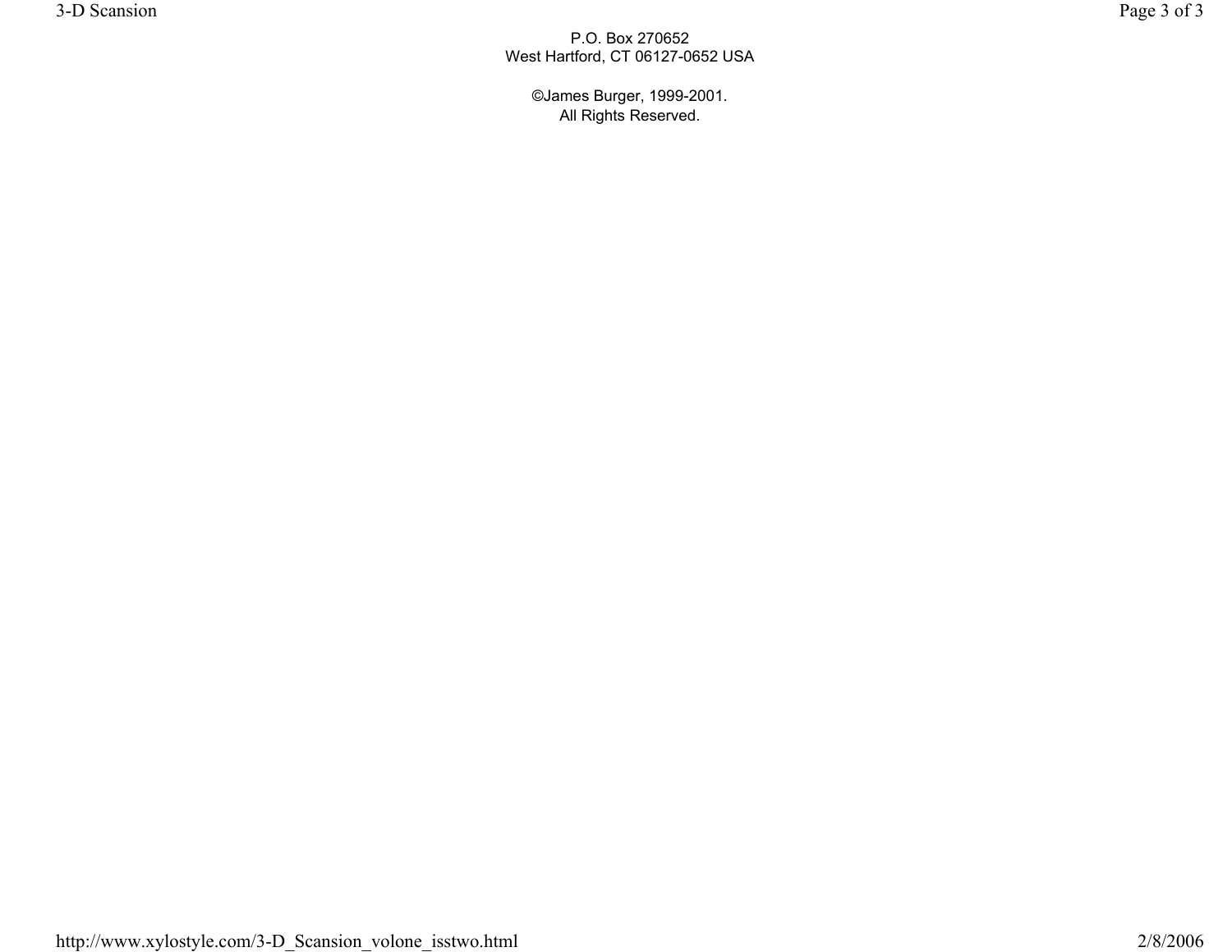P.O. Box 270652
West Hartford, CT 06127-0652 USA

©James Burger, 1999-2001.
All Rights Reserved.